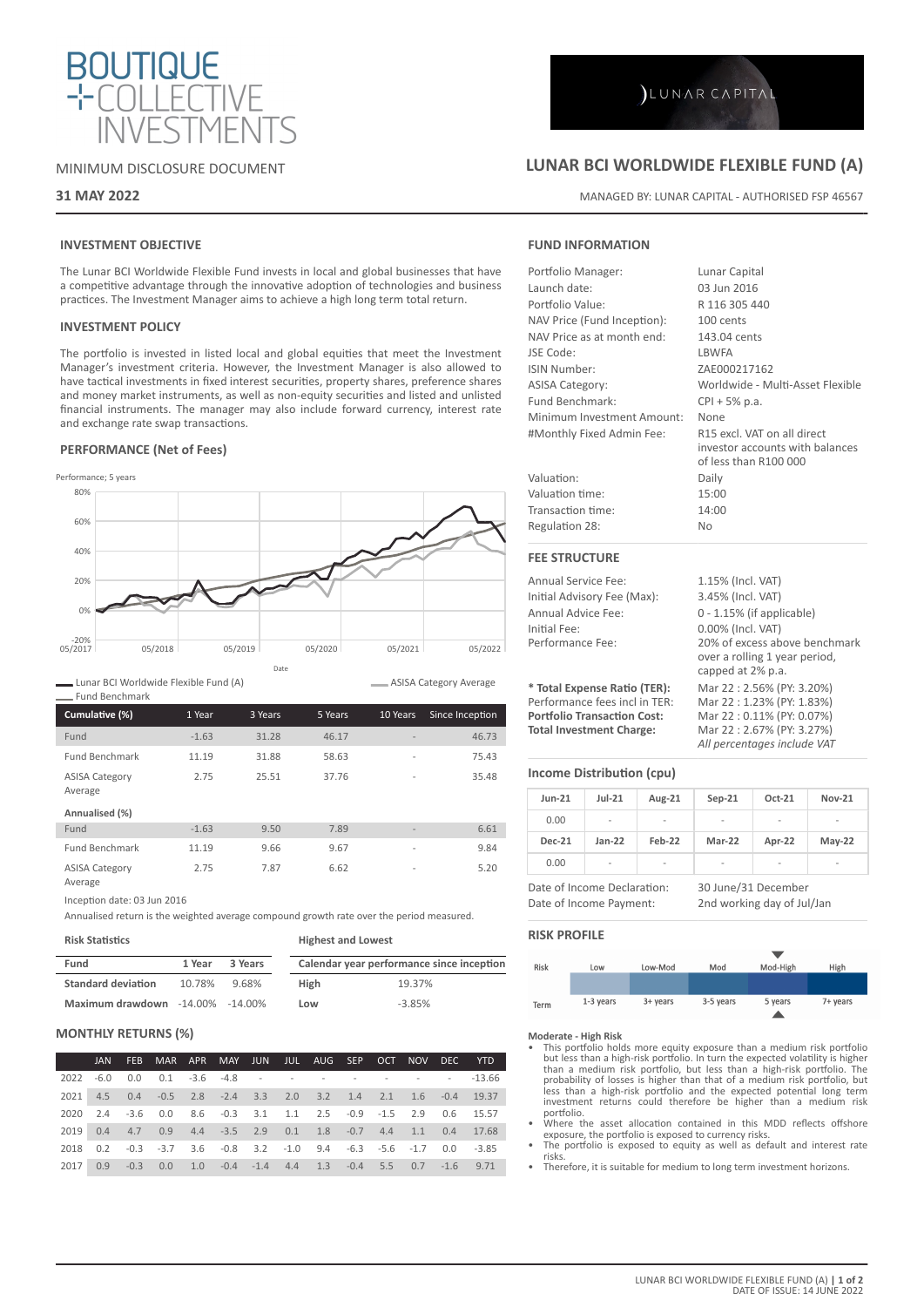# BOUTIQUE COLLECTIVE INVESTMENTS

MINIMUM DISCLOSURE DOCUMENT

**31 MAY 2022**

LUNAR CAPITAL

# LUNAR BCI WORLDWIDE FLEXIBLE FUND (A)

MANAGED BY: LUNAR CAPITAL - AUTHORISED FSP 46567

## INVESTMENT OBJECTIVE

The Lunar BCI Worldwide Flexible Fund invests in local and global businesses that have a competitive advantage through the innovative adoption of technologies and business practices. The Investment Manager aims to achieve a high long term total return.

## INVESTMENT POLICY

The portfolio is invested in listed local and global equities that meet the Investment Manager's investment criteria. However, the Investment Manager is also allowed to have tactical investments in fixed interest securities, property shares, preference shares and money market instruments, as well as non-equity securities and listed and unlisted financial instruments. The manager may also include forward currency, interest rate and exchange rate swap transactions.

## PERFORMANCE (Net of Fees)

Performance; 5 years

Legend: Lunar BCI Worldwide Flexible Fund (A); Fund Benchmark; ASISA Category Average

| Cumulative (%) | 1 Year | 3 Years | 5 Years | 10 Years | Since Inception |
|---|---|---|---|---|---|
| Fund | -1.63 | 31.28 | 46.17 | - | 46.73 |
| Fund Benchmark | 11.19 | 31.88 | 58.63 | - | 75.43 |
| ASISA Category Average | 2.75 | 25.51 | 37.76 | - | 35.48 |
| **Annualised (%)** | | | | | |
| Fund | -1.63 | 9.50 | 7.89 | - | 6.61 |
| Fund Benchmark | 11.19 | 9.66 | 9.67 | - | 9.84 |
| ASISA Category Average | 2.75 | 7.87 | 6.62 | - | 5.20 |

Inception date: 03 Jun 2016

Annualised return is the weighted average compound growth rate over the period measured.

**Risk Statistics**

| Fund | 1 Year | 3 Years |
|---|---|---|
| **Standard deviation** | 10.78% | 9.68% |
| **Maximum drawdown** | -14.00% | -14.00% |

**Highest and Lowest**

| Calendar year performance since inception | |
|---|---|
| **High** | 19.37% |
| **Low** | -3.85% |

## MONTHLY RETURNS (%)

| | JAN | FEB | MAR | APR | MAY | JUN | JUL | AUG | SEP | OCT | NOV | DEC | YTD |
|---|---|---|---|---|---|---|---|---|---|---|---|---|---|
| 2022 | -6.0 | 0.0 | 0.1 | -3.6 | -4.8 | - | - | - | - | - | - | - | -13.66 |
| 2021 | 4.5 | 0.4 | -0.5 | 2.8 | -2.4 | 3.3 | 2.0 | 3.2 | 1.4 | 2.1 | 1.6 | -0.4 | 19.37 |
| 2020 | 2.4 | -3.6 | 0.0 | 8.6 | -0.3 | 3.1 | 1.1 | 2.5 | -0.9 | -1.5 | 2.9 | 0.6 | 15.57 |
| 2019 | 0.4 | 4.7 | 0.9 | 4.4 | -3.5 | 2.9 | 0.1 | 1.8 | -0.7 | 4.4 | 1.1 | 0.4 | 17.68 |
| 2018 | 0.2 | -0.3 | -3.7 | 3.6 | -0.8 | 3.2 | -1.0 | 9.4 | -6.3 | -5.6 | -1.7 | 0.0 | -3.85 |
| 2017 | 0.9 | -0.3 | 0.0 | 1.0 | -0.4 | -1.4 | 4.4 | 1.3 | -0.4 | 5.5 | 0.7 | -1.6 | 9.71 |

## FUND INFORMATION

| | |
|---|---|
| Portfolio Manager: | Lunar Capital |
| Launch date: | 03 Jun 2016 |
| Portfolio Value: | R 116 305 440 |
| NAV Price (Fund Inception): | 100 cents |
| NAV Price as at month end: | 143.04 cents |
| JSE Code: | LBWFA |
| ISIN Number: | ZAE000217162 |
| ASISA Category: | Worldwide - Multi-Asset Flexible |
| Fund Benchmark: | CPI + 5% p.a. |
| Minimum Investment Amount: | None |
| #Monthly Fixed Admin Fee: | R15 excl. VAT on all direct investor accounts with balances of less than R100 000 |
| Valuation: | Daily |
| Valuation time: | 15:00 |
| Transaction time: | 14:00 |
| Regulation 28: | No |

## FEE STRUCTURE

| | |
|---|---|
| Annual Service Fee: | 1.15% (Incl. VAT) |
| Initial Advisory Fee (Max): | 3.45% (Incl. VAT) |
| Annual Advice Fee: | 0 - 1.15% (if applicable) |
| Initial Fee: | 0.00% (Incl. VAT) |
| Performance Fee: | 20% of excess above benchmark over a rolling 1 year period, capped at 2% p.a. |
| **\* Total Expense Ratio (TER):** | Mar 22 : 2.56% (PY: 3.20%) |
| Performance fees incl in TER: | Mar 22 : 1.23% (PY: 1.83%) |
| **Portfolio Transaction Cost:** | Mar 22 : 0.11% (PY: 0.07%) |
| **Total Investment Charge:** | Mar 22 : 2.67% (PY: 3.27%) |

*All percentages include VAT*

## Income Distribution (cpu)

| Jun-21 | Jul-21 | Aug-21 | Sep-21 | Oct-21 | Nov-21 |
|---|---|---|---|---|---|
| 0.00 | - | - | - | - | - |
| **Dec-21** | **Jan-22** | **Feb-22** | **Mar-22** | **Apr-22** | **May-22** |
| 0.00 | - | - | - | - | - |

| | |
|---|---|
| Date of Income Declaration: | 30 June/31 December |
| Date of Income Payment: | 2nd working day of Jul/Jan |

## RISK PROFILE

| Risk | Low | Low-Mod | Mod | Mod-High | High |
|---|---|---|---|---|---|
| Term | 1-3 years | 3+ years | 3-5 years | 5 years | 7+ years |

**Moderate - High Risk**

- This portfolio holds more equity exposure than a medium risk portfolio but less than a high-risk portfolio. In turn the expected volatility is higher than a medium risk portfolio, but less than a high-risk portfolio. The probability of losses is higher than that of a medium risk portfolio, but less than a high-risk portfolio and the expected potential long term investment returns could therefore be higher than a medium risk portfolio.
- Where the asset allocation contained in this MDD reflects offshore exposure, the portfolio is exposed to currency risks.
- The portfolio is exposed to equity as well as default and interest rate risks.
- Therefore, it is suitable for medium to long term investment horizons.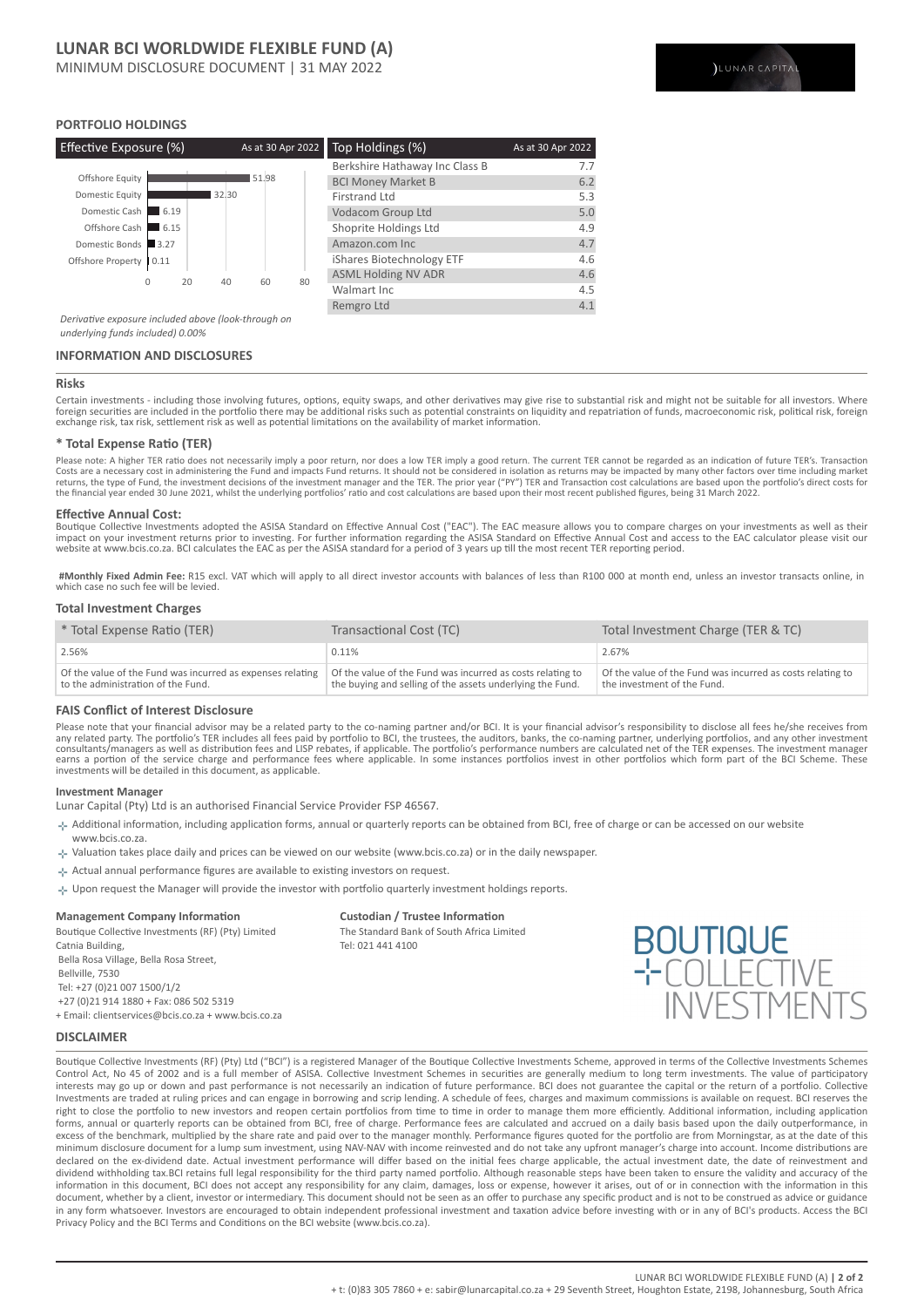# LUNAR BCI WORLDWIDE FLEXIBLE FUND (A)

MINIMUM DISCLOSURE DOCUMENT | 31 MAY 2022

## PORTFOLIO HOLDINGS

Effective Exposure (%) As at 30 Apr 2022

Offshore Equity 51.98
Domestic Equity 32.30
Domestic Cash 6.19
Offshore Cash 6.15
Domestic Bonds 3.27
Offshore Property 0.11

0 20 40 60 80

*Derivative exposure included above (look-through on underlying funds included) 0.00%*

| Top Holdings (%) | As at 30 Apr 2022 |
|---|---|
| Berkshire Hathaway Inc Class B | 7.7 |
| BCI Money Market B | 6.2 |
| Firstrand Ltd | 5.3 |
| Vodacom Group Ltd | 5.0 |
| Shoprite Holdings Ltd | 4.9 |
| Amazon.com Inc | 4.7 |
| iShares Biotechnology ETF | 4.6 |
| ASML Holding NV ADR | 4.6 |
| Walmart Inc | 4.5 |
| Remgro Ltd | 4.1 |

## INFORMATION AND DISCLOSURES

### Risks

Certain investments - including those involving futures, options, equity swaps, and other derivatives may give rise to substantial risk and might not be suitable for all investors. Where foreign securities are included in the portfolio there may be additional risks such as potential constraints on liquidity and repatriation of funds, macroeconomic risk, political risk, foreign exchange risk, tax risk, settlement risk as well as potential limitations on the availability of market information.

### * Total Expense Ratio (TER)

Please note: A higher TER ratio does not necessarily imply a poor return, nor does a low TER imply a good return. The current TER cannot be regarded as an indication of future TER's. Transaction Costs are a necessary cost in administering the Fund and impacts Fund returns. It should not be considered in isolation as returns may be impacted by many other factors over time including market returns, the type of Fund, the investment decisions of the investment manager and the TER. The prior year ("PY") TER and Transaction cost calculations are based upon the portfolio's direct costs for the financial year ended 30 June 2021, whilst the underlying portfolios' ratio and cost calculations are based upon their most recent published figures, being 31 March 2022.

### Effective Annual Cost:

Boutique Collective Investments adopted the ASISA Standard on Effective Annual Cost ("EAC"). The EAC measure allows you to compare charges on your investments as well as their impact on your investment returns prior to investing. For further information regarding the ASISA Standard on Effective Annual Cost and access to the EAC calculator please visit our website at www.bcis.co.za. BCI calculates the EAC as per the ASISA standard for a period of 3 years up till the most recent TER reporting period.

**#Monthly Fixed Admin Fee:** R15 excl. VAT which will apply to all direct investor accounts with balances of less than R100 000 at month end, unless an investor transacts online, in which case no such fee will be levied.

### Total Investment Charges

| * Total Expense Ratio (TER) | Transactional Cost (TC) | Total Investment Charge (TER & TC) |
|---|---|---|
| 2.56% | 0.11% | 2.67% |
| Of the value of the Fund was incurred as expenses relating to the administration of the Fund. | Of the value of the Fund was incurred as costs relating to the buying and selling of the assets underlying the Fund. | Of the value of the Fund was incurred as costs relating to the investment of the Fund. |

### FAIS Conflict of Interest Disclosure

Please note that your financial advisor may be a related party to the co-naming partner and/or BCI. It is your financial advisor's responsibility to disclose all fees he/she receives from any related party. The portfolio's TER includes all fees paid by portfolio to BCI, the trustees, the auditors, banks, the co-naming partner, underlying portfolios, and any other investment consultants/managers as well as distribution fees and LISP rebates, if applicable. The portfolio's performance numbers are calculated net of the TER expenses. The investment manager earns a portion of the service charge and performance fees where applicable. In some instances portfolios invest in other portfolios which form part of the BCI Scheme. These investments will be detailed in this document, as applicable.

### Investment Manager

Lunar Capital (Pty) Ltd is an authorised Financial Service Provider FSP 46567.

- Additional information, including application forms, annual or quarterly reports can be obtained from BCI, free of charge or can be accessed on our website www.bcis.co.za.
- Valuation takes place daily and prices can be viewed on our website (www.bcis.co.za) or in the daily newspaper.
- Actual annual performance figures are available to existing investors on request.
- Upon request the Manager will provide the investor with portfolio quarterly investment holdings reports.

### Management Company Information

Boutique Collective Investments (RF) (Pty) Limited
Catnia Building,
Bella Rosa Village, Bella Rosa Street,
Bellville, 7530
Tel: +27 (0)21 007 1500/1/2
+27 (0)21 914 1880 + Fax: 086 502 5319
+ Email: clientservices@bcis.co.za + www.bcis.co.za

### Custodian / Trustee Information

The Standard Bank of South Africa Limited
Tel: 021 441 4100

BOUTIQUE COLLECTIVE INVESTMENTS

## DISCLAIMER

Boutique Collective Investments (RF) (Pty) Ltd ("BCI") is a registered Manager of the Boutique Collective Investments Scheme, approved in terms of the Collective Investments Schemes Control Act, No 45 of 2002 and is a full member of ASISA. Collective Investment Schemes in securities are generally medium to long term investments. The value of participatory interests may go up or down and past performance is not necessarily an indication of future performance. BCI does not guarantee the capital or the return of a portfolio. Collective Investments are traded at ruling prices and can engage in borrowing and scrip lending. A schedule of fees, charges and maximum commissions is available on request. BCI reserves the right to close the portfolio to new investors and reopen certain portfolios from time to time in order to manage them more efficiently. Additional information, including application forms, annual or quarterly reports can be obtained from BCI, free of charge. Performance fees are calculated and accrued on a daily basis based upon the daily outperformance, in excess of the benchmark, multiplied by the share rate and paid over to the manager monthly. Performance figures quoted for the portfolio are from Morningstar, as at the date of this minimum disclosure document for a lump sum investment, using NAV-NAV with income reinvested and do not take any upfront manager's charge into account. Income distributions are declared on the ex-dividend date. Actual investment performance will differ based on the initial fees charge applicable, the actual investment date, the date of reinvestment and dividend withholding tax.BCI retains full legal responsibility for the third party named portfolio. Although reasonable steps have been taken to ensure the validity and accuracy of the information in this document, BCI does not accept any responsibility for any claim, damages, loss or expense, however it arises, out of or in connection with the information in this document, whether by a client, investor or intermediary. This document should not be seen as an offer to purchase any specific product and is not to be construed as advice or guidance in any form whatsoever. Investors are encouraged to obtain independent professional investment and taxation advice before investing with or in any of BCI's products. Access the BCI Privacy Policy and the BCI Terms and Conditions on the BCI website (www.bcis.co.za).

+ t: (0)83 305 7860 + e: sabir@lunarcapital.co.za + 29 Seventh Street, Houghton Estate, 2198, Johannesburg, South Africa